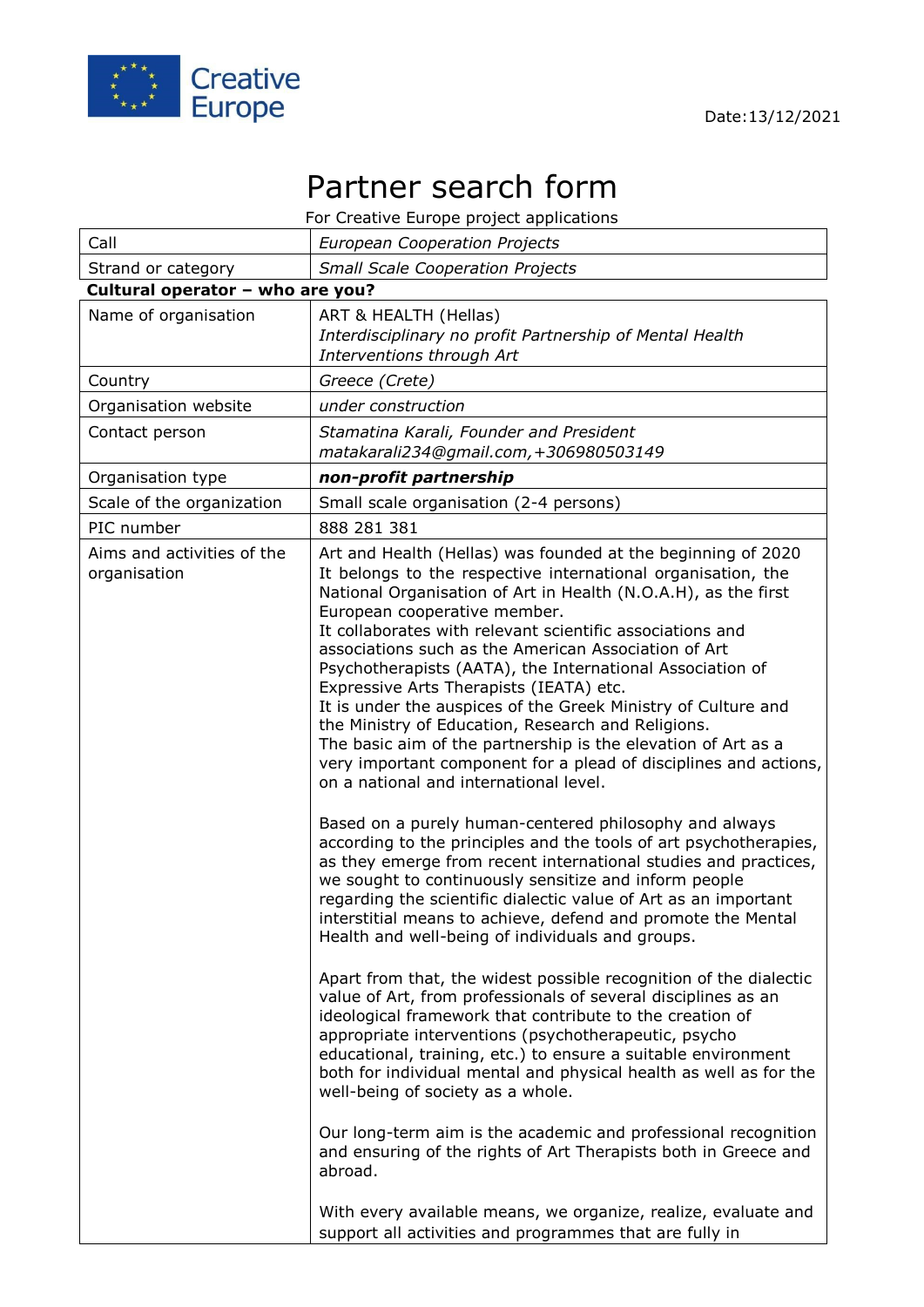Creative Europe

Date:13/12/2021

# Partner search form

For Creative Europe project applications

| Call | *European Cooperation Projects* |
|---|---|
| Strand or category | *Small Scale Cooperation Projects* |

**Cultural operator – who are you?**

| | |
|---|---|
| Name of organisation | ART & HEALTH (Hellas)<br>*Interdisciplinary no profit Partnership of Mental Health Interventions through Art* |
| Country | *Greece (Crete)* |
| Organisation website | *under construction* |
| Contact person | *Stamatina Karali, Founder and President*<br>*matakarali234@gmail.com,+306980503149* |
| Organisation type | ***non-profit partnership*** |
| Scale of the organization | Small scale organisation (2-4 persons) |
| PIC number | 888 281 381 |
| Aims and activities of the organisation | Art and Health (Hellas) was founded at the beginning of 2020 It belongs to the respective international organisation, the National Organisation of Art in Health (N.O.A.H), as the first European cooperative member.<br>It collaborates with relevant scientific associations and associations such as the American Association of Art Psychotherapists (AATA), the International Association of Expressive Arts Therapists (IEATA) etc.<br>It is under the auspices of the Greek Ministry of Culture and the Ministry of Education, Research and Religions.<br>The basic aim of the partnership is the elevation of Art as a very important component for a plead of disciplines and actions, on a national and international level.<br><br>Based on a purely human-centered philosophy and always according to the principles and the tools of art psychotherapies, as they emerge from recent international studies and practices, we sought to continuously sensitize and inform people regarding the scientific dialectic value of Art as an important interstitial means to achieve, defend and promote the Mental Health and well-being of individuals and groups.<br><br>Apart from that, the widest possible recognition of the dialectic value of Art, from professionals of several disciplines as an ideological framework that contribute to the creation of appropriate interventions (psychotherapeutic, psycho educational, training, etc.) to ensure a suitable environment both for individual mental and physical health as well as for the well-being of society as a whole.<br><br>Our long-term aim is the academic and professional recognition and ensuring of the rights of Art Therapists both in Greece and abroad.<br><br>With every available means, we organize, realize, evaluate and support all activities and programmes that are fully in |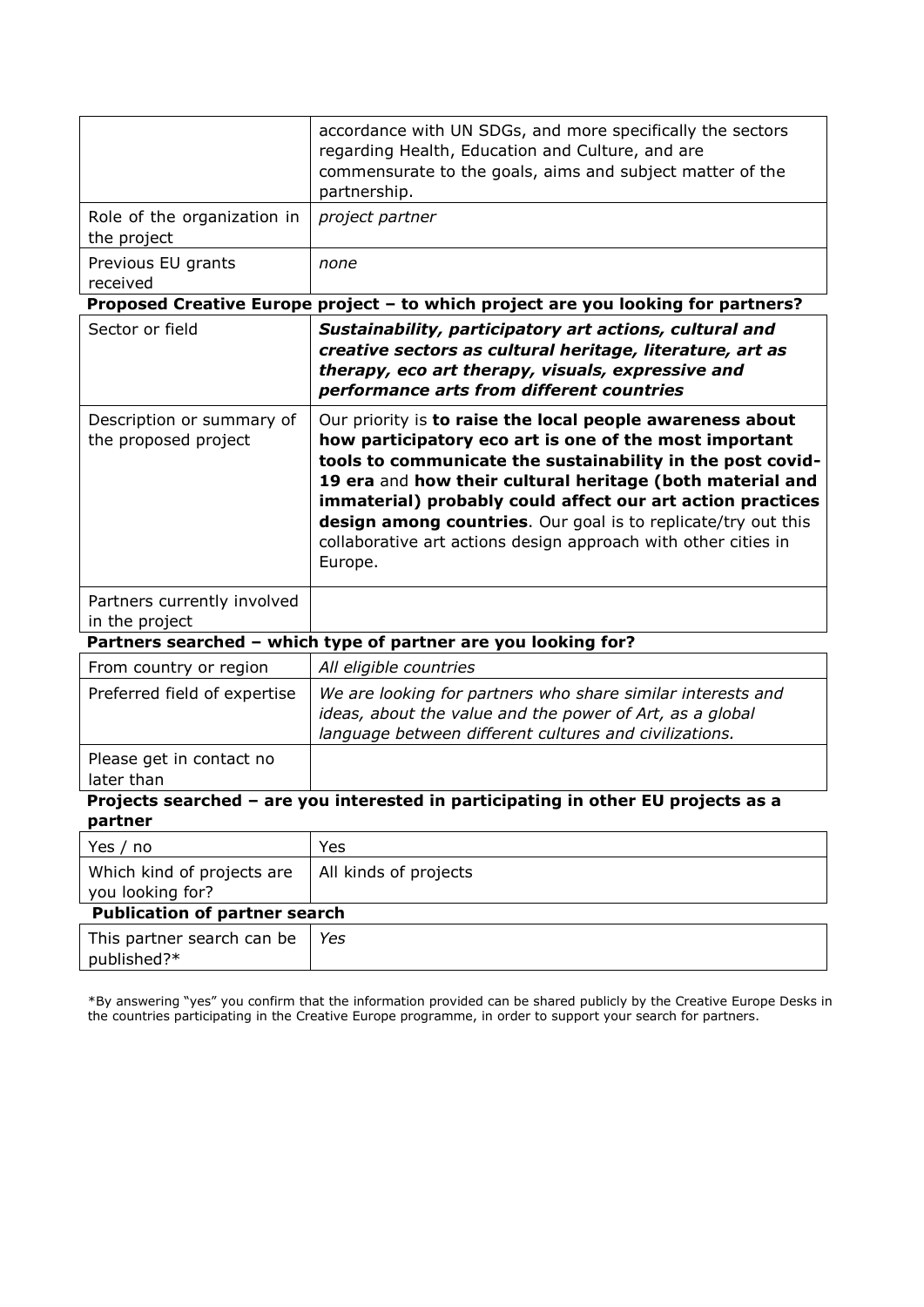| | |
|---|---|
| | accordance with UN SDGs, and more specifically the sectors regarding Health, Education and Culture, and are commensurate to the goals, aims and subject matter of the partnership. |
| Role of the organization in the project | *project partner* |
| Previous EU grants received | *none* |

**Proposed Creative Europe project – to which project are you looking for partners?**

| | |
|---|---|
| Sector or field | ***Sustainability, participatory art actions, cultural and creative sectors as cultural heritage, literature, art as therapy, eco art therapy, visuals, expressive and performance arts from different countries*** |
| Description or summary of the proposed project | Our priority is **to raise the local people awareness about how participatory eco art is one of the most important tools to communicate the sustainability in the post covid-19 era** and **how their cultural heritage (both material and immaterial) probably could affect our art action practices design among countries**. Our goal is to replicate/try out this collaborative art actions design approach with other cities in Europe. |
| Partners currently involved in the project | |

**Partners searched – which type of partner are you looking for?**

| | |
|---|---|
| From country or region | *All eligible countries* |
| Preferred field of expertise | *We are looking for partners who share similar interests and ideas, about the value and the power of Art, as a global language between different cultures and civilizations.* |
| Please get in contact no later than | |

**Projects searched – are you interested in participating in other EU projects as a partner**

| | |
|---|---|
| Yes / no | Yes |
| Which kind of projects are you looking for? | All kinds of projects |

**Publication of partner search**

| | |
|---|---|
| This partner search can be published?* | *Yes* |

*By answering "yes" you confirm that the information provided can be shared publicly by the Creative Europe Desks in the countries participating in the Creative Europe programme, in order to support your search for partners.